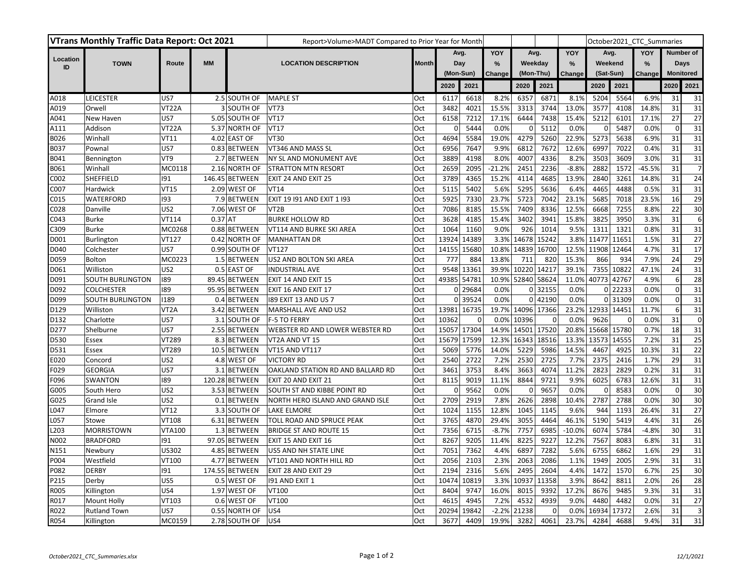| VTrans Monthly Traffic Data Report: Oct 2021 | | | | Report>Volume>MADT Compared to Prior Year for Month | | | | | | | | October2021_CTC_Summaries | | | | | |
|---|---|---|---|---|---|---|---|---|---|---|---|---|---|---|---|---|---|
| Location ID | TOWN | Route | MM | LOCATION DESCRIPTION | | Month | Avg. Day (Mon-Sun) | | YOY % Change | Avg. Weekday (Mon-Thu) | | YOY % Change | Avg. Weekend (Sat-Sun) | | YOY % Change | Number of Days Monitored | |
| | | | | | | | 2020 | 2021 | | 2020 | 2021 | | 2020 | 2021 | | 2020 | 2021 |
| A018 | LEICESTER | US7 | 2.5 | SOUTH OF | MAPLE ST | Oct | 6117 | 6618 | 8.2% | 6357 | 6871 | 8.1% | 5204 | 5564 | 6.9% | 31 | 31 |
| A019 | Orwell | VT22A | 3 | SOUTH OF | VT73 | Oct | 3482 | 4021 | 15.5% | 3313 | 3744 | 13.0% | 3577 | 4108 | 14.8% | 31 | 31 |
| A041 | New Haven | US7 | 5.05 | SOUTH OF | VT17 | Oct | 6158 | 7212 | 17.1% | 6444 | 7438 | 15.4% | 5212 | 6101 | 17.1% | 27 | 27 |
| A111 | Addison | VT22A | 5.37 | NORTH OF | VT17 | Oct | 0 | 5444 | 0.0% | 0 | 5112 | 0.0% | 0 | 5487 | 0.0% | 0 | 31 |
| B026 | Winhall | VT11 | 4.02 | EAST OF | VT30 | Oct | 4694 | 5584 | 19.0% | 4279 | 5260 | 22.9% | 5273 | 5638 | 6.9% | 31 | 31 |
| B037 | Pownal | US7 | 0.83 | BETWEEN | VT346 AND MASS SL | Oct | 6956 | 7647 | 9.9% | 6812 | 7672 | 12.6% | 6997 | 7022 | 0.4% | 31 | 31 |
| B041 | Bennington | VT9 | 2.7 | BETWEEN | NY SL AND MONUMENT AVE | Oct | 3889 | 4198 | 8.0% | 4007 | 4336 | 8.2% | 3503 | 3609 | 3.0% | 31 | 31 |
| B061 | Winhall | MC0118 | 2.16 | NORTH OF | STRATTON MTN RESORT | Oct | 2659 | 2095 | -21.2% | 2451 | 2236 | -8.8% | 2882 | 1572 | -45.5% | 31 | 7 |
| C002 | SHEFFIELD | I91 | 146.45 | BETWEEN | EXIT 24 AND EXIT 25 | Oct | 3789 | 4365 | 15.2% | 4114 | 4685 | 13.9% | 2840 | 3261 | 14.8% | 31 | 24 |
| C007 | Hardwick | VT15 | 2.09 | WEST OF | VT14 | Oct | 5115 | 5402 | 5.6% | 5295 | 5636 | 6.4% | 4465 | 4488 | 0.5% | 31 | 31 |
| C015 | WATERFORD | I93 | 7.9 | BETWEEN | EXIT 19 I91 AND EXIT 1 I93 | Oct | 5925 | 7330 | 23.7% | 5723 | 7042 | 23.1% | 5685 | 7018 | 23.5% | 16 | 29 |
| C028 | Danville | US2 | 7.06 | WEST OF | VT2B | Oct | 7086 | 8185 | 15.5% | 7409 | 8336 | 12.5% | 6668 | 7255 | 8.8% | 22 | 30 |
| C043 | Burke | VT114 | 0.37 | AT | BURKE HOLLOW RD | Oct | 3628 | 4185 | 15.4% | 3402 | 3941 | 15.8% | 3825 | 3950 | 3.3% | 31 | 6 |
| C309 | Burke | MC0268 | 0.88 | BETWEEN | VT114 AND BURKE SKI AREA | Oct | 1064 | 1160 | 9.0% | 926 | 1014 | 9.5% | 1311 | 1321 | 0.8% | 31 | 31 |
| D001 | Burlington | VT127 | 0.42 | NORTH OF | MANHATTAN DR | Oct | 13924 | 14389 | 3.3% | 14678 | 15242 | 3.8% | 11477 | 11651 | 1.5% | 31 | 27 |
| D040 | Colchester | US7 | 0.99 | SOUTH OF | VT127 | Oct | 14155 | 15680 | 10.8% | 14839 | 16700 | 12.5% | 11908 | 12464 | 4.7% | 31 | 17 |
| D059 | Bolton | MC0223 | 1.5 | BETWEEN | US2 AND BOLTON SKI AREA | Oct | 777 | 884 | 13.8% | 711 | 820 | 15.3% | 866 | 934 | 7.9% | 24 | 29 |
| D061 | Williston | US2 | 0.5 | EAST OF | INDUSTRIAL AVE | Oct | 9548 | 13361 | 39.9% | 10220 | 14217 | 39.1% | 7355 | 10822 | 47.1% | 24 | 31 |
| D091 | SOUTH BURLINGTON | I89 | 89.45 | BETWEEN | EXIT 14 AND EXIT 15 | Oct | 49385 | 54781 | 10.9% | 52840 | 58624 | 11.0% | 40773 | 42767 | 4.9% | 6 | 28 |
| D092 | COLCHESTER | I89 | 95.95 | BETWEEN | EXIT 16 AND EXIT 17 | Oct | 0 | 29684 | 0.0% | 0 | 32155 | 0.0% | 0 | 22233 | 0.0% | 0 | 31 |
| D099 | SOUTH BURLINGTON | I189 | 0.4 | BETWEEN | I89 EXIT 13 AND US 7 | Oct | 0 | 39524 | 0.0% | 0 | 42190 | 0.0% | 0 | 31309 | 0.0% | 0 | 31 |
| D129 | Williston | VT2A | 3.42 | BETWEEN | MARSHALL AVE AND US2 | Oct | 13981 | 16735 | 19.7% | 14096 | 17366 | 23.2% | 12933 | 14451 | 11.7% | 6 | 31 |
| D132 | Charlotte | US7 | 3.1 | SOUTH OF | F-5 TO FERRY | Oct | 10362 | 0 | 0.0% | 10396 | 0 | 0.0% | 9626 | 0 | 0.0% | 31 | 0 |
| D277 | Shelburne | US7 | 2.55 | BETWEEN | WEBSTER RD AND LOWER WEBSTER RD | Oct | 15057 | 17304 | 14.9% | 14501 | 17520 | 20.8% | 15668 | 15780 | 0.7% | 18 | 31 |
| D530 | Essex | VT289 | 8.3 | BETWEEN | VT2A AND VT 15 | Oct | 15679 | 17599 | 12.3% | 16343 | 18516 | 13.3% | 13573 | 14555 | 7.2% | 31 | 25 |
| D531 | Essex | VT289 | 10.5 | BETWEEN | VT15 AND VT117 | Oct | 5069 | 5776 | 14.0% | 5229 | 5986 | 14.5% | 4467 | 4925 | 10.3% | 31 | 22 |
| E020 | Concord | US2 | 4.8 | WEST OF | VICTORY RD | Oct | 2540 | 2722 | 7.2% | 2530 | 2725 | 7.7% | 2375 | 2416 | 1.7% | 29 | 31 |
| F029 | GEORGIA | US7 | 3.1 | BETWEEN | OAKLAND STATION RD AND BALLARD RD | Oct | 3461 | 3753 | 8.4% | 3663 | 4074 | 11.2% | 2823 | 2829 | 0.2% | 31 | 31 |
| F096 | SWANTON | I89 | 120.28 | BETWEEN | EXIT 20 AND EXIT 21 | Oct | 8115 | 9019 | 11.1% | 8844 | 9721 | 9.9% | 6025 | 6783 | 12.6% | 31 | 31 |
| G005 | South Hero | US2 | 3.53 | BETWEEN | SOUTH ST AND KIBBE POINT RD | Oct | 0 | 9562 | 0.0% | 0 | 9657 | 0.0% | 0 | 8583 | 0.0% | 0 | 30 |
| G025 | Grand Isle | US2 | 0.1 | BETWEEN | NORTH HERO ISLAND AND GRAND ISLE | Oct | 2709 | 2919 | 7.8% | 2626 | 2898 | 10.4% | 2787 | 2788 | 0.0% | 30 | 30 |
| L047 | Elmore | VT12 | 3.3 | SOUTH OF | LAKE ELMORE | Oct | 1024 | 1155 | 12.8% | 1045 | 1145 | 9.6% | 944 | 1193 | 26.4% | 31 | 27 |
| L057 | Stowe | VT108 | 6.31 | BETWEEN | TOLL ROAD AND SPRUCE PEAK | Oct | 3765 | 4870 | 29.4% | 3055 | 4464 | 46.1% | 5190 | 5419 | 4.4% | 31 | 26 |
| L203 | MORRISTOWN | VTA100 | 1.3 | BETWEEN | BRIDGE ST AND ROUTE 15 | Oct | 7356 | 6715 | -8.7% | 7757 | 6985 | -10.0% | 6074 | 5784 | -4.8% | 30 | 31 |
| N002 | BRADFORD | I91 | 97.05 | BETWEEN | EXIT 15 AND EXIT 16 | Oct | 8267 | 9205 | 11.4% | 8225 | 9227 | 12.2% | 7567 | 8083 | 6.8% | 31 | 31 |
| N151 | Newbury | US302 | 4.85 | BETWEEN | US5 AND NH STATE LINE | Oct | 7051 | 7362 | 4.4% | 6897 | 7282 | 5.6% | 6755 | 6862 | 1.6% | 29 | 31 |
| P004 | Westfield | VT100 | 4.77 | BETWEEN | VT101 AND NORTH HILL RD | Oct | 2056 | 2103 | 2.3% | 2063 | 2086 | 1.1% | 1949 | 2005 | 2.9% | 31 | 31 |
| P082 | DERBY | I91 | 174.55 | BETWEEN | EXIT 28 AND EXIT 29 | Oct | 2194 | 2316 | 5.6% | 2495 | 2604 | 4.4% | 1472 | 1570 | 6.7% | 25 | 30 |
| P215 | Derby | US5 | 0.5 | WEST OF | I91 AND EXIT 1 | Oct | 10474 | 10819 | 3.3% | 10937 | 11358 | 3.9% | 8642 | 8811 | 2.0% | 26 | 28 |
| R005 | Killington | US4 | 1.97 | WEST OF | VT100 | Oct | 8404 | 9747 | 16.0% | 8015 | 9392 | 17.2% | 8676 | 9485 | 9.3% | 31 | 31 |
| R017 | Mount Holly | VT103 | 0.6 | WEST OF | VT100 | Oct | 4615 | 4945 | 7.2% | 4532 | 4939 | 9.0% | 4480 | 4482 | 0.0% | 31 | 27 |
| R022 | Rutland Town | US7 | 0.55 | NORTH OF | US4 | Oct | 20294 | 19842 | -2.2% | 21238 | 0 | 0.0% | 16934 | 17372 | 2.6% | 31 | 3 |
| R054 | Killington | MC0159 | 2.78 | SOUTH OF | US4 | Oct | 3677 | 4409 | 19.9% | 3282 | 4061 | 23.7% | 4284 | 4688 | 9.4% | 31 | 31 |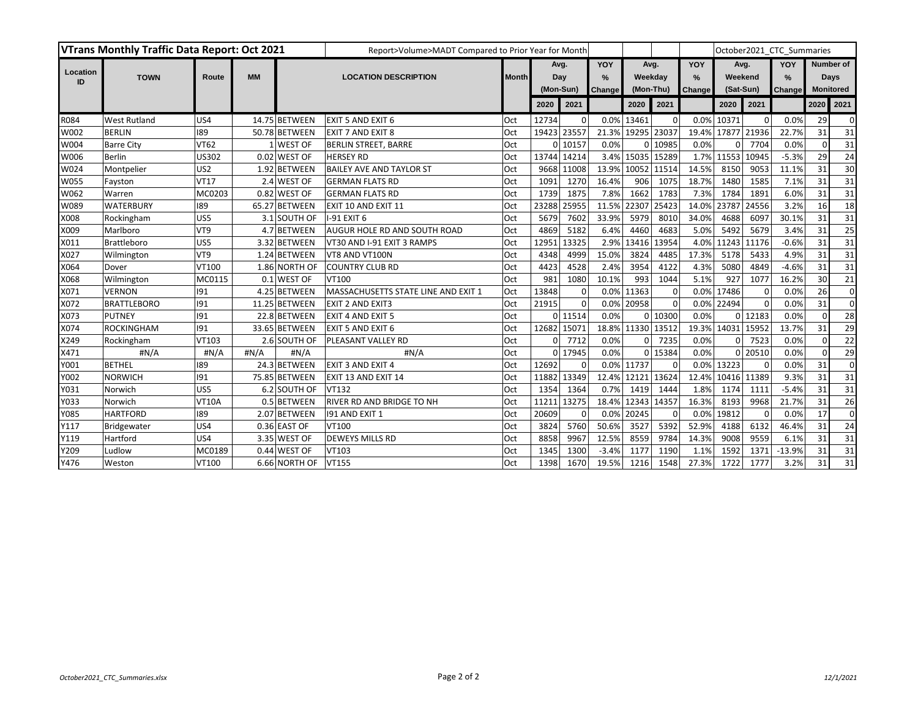| VTrans Monthly Traffic Data Report: Oct 2021 | | | | Report>Volume>MADT Compared to Prior Year for Month | | | | | | | | | | | | October2021_CTC_Summaries | |
|---|---|---|---|---|---|---|---|---|---|---|---|---|---|---|---|---|---|
| Location ID | TOWN | Route | MM | LOCATION DESCRIPTION | | Month | Avg. Day (Mon-Sun) | | YOY % Change | Avg. Weekday (Mon-Thu) | | YOY % Change | Avg. Weekend (Sat-Sun) | | YOY % Change | Number of Days Monitored | |
| | | | | | | | 2020 | 2021 | | 2020 | 2021 | | 2020 | 2021 | | 2020 | 2021 |
| R084 | West Rutland | US4 | 14.75 | BETWEEN | EXIT 5 AND EXIT 6 | Oct | 12734 | 0 | 0.0% | 13461 | 0 | 0.0% | 10371 | 0 | 0.0% | 29 | 0 |
| W002 | BERLIN | I89 | 50.78 | BETWEEN | EXIT 7 AND EXIT 8 | Oct | 19423 | 23557 | 21.3% | 19295 | 23037 | 19.4% | 17877 | 21936 | 22.7% | 31 | 31 |
| W004 | Barre City | VT62 | 1 | WEST OF | BERLIN STREET, BARRE | Oct | 0 | 10157 | 0.0% | 0 | 10985 | 0.0% | 0 | 7704 | 0.0% | 0 | 31 |
| W006 | Berlin | US302 | 0.02 | WEST OF | HERSEY RD | Oct | 13744 | 14214 | 3.4% | 15035 | 15289 | 1.7% | 11553 | 10945 | -5.3% | 29 | 24 |
| W024 | Montpelier | US2 | 1.92 | BETWEEN | BAILEY AVE AND TAYLOR ST | Oct | 9668 | 11008 | 13.9% | 10052 | 11514 | 14.5% | 8150 | 9053 | 11.1% | 31 | 30 |
| W055 | Fayston | VT17 | 2.4 | WEST OF | GERMAN FLATS RD | Oct | 1091 | 1270 | 16.4% | 906 | 1075 | 18.7% | 1480 | 1585 | 7.1% | 31 | 31 |
| W062 | Warren | MC0203 | 0.82 | WEST OF | GERMAN FLATS RD | Oct | 1739 | 1875 | 7.8% | 1662 | 1783 | 7.3% | 1784 | 1891 | 6.0% | 31 | 31 |
| W089 | WATERBURY | I89 | 65.27 | BETWEEN | EXIT 10 AND EXIT 11 | Oct | 23288 | 25955 | 11.5% | 22307 | 25423 | 14.0% | 23787 | 24556 | 3.2% | 16 | 18 |
| X008 | Rockingham | US5 | 3.1 | SOUTH OF | I-91 EXIT 6 | Oct | 5679 | 7602 | 33.9% | 5979 | 8010 | 34.0% | 4688 | 6097 | 30.1% | 31 | 31 |
| X009 | Marlboro | VT9 | 4.7 | BETWEEN | AUGUR HOLE RD AND SOUTH ROAD | Oct | 4869 | 5182 | 6.4% | 4460 | 4683 | 5.0% | 5492 | 5679 | 3.4% | 31 | 25 |
| X011 | Brattleboro | US5 | 3.32 | BETWEEN | VT30 AND I-91 EXIT 3 RAMPS | Oct | 12951 | 13325 | 2.9% | 13416 | 13954 | 4.0% | 11243 | 11176 | -0.6% | 31 | 31 |
| X027 | Wilmington | VT9 | 1.24 | BETWEEN | VT8 AND VT100N | Oct | 4348 | 4999 | 15.0% | 3824 | 4485 | 17.3% | 5178 | 5433 | 4.9% | 31 | 31 |
| X064 | Dover | VT100 | 1.86 | NORTH OF | COUNTRY CLUB RD | Oct | 4423 | 4528 | 2.4% | 3954 | 4122 | 4.3% | 5080 | 4849 | -4.6% | 31 | 31 |
| X068 | Wilmington | MC0115 | 0.1 | WEST OF | VT100 | Oct | 981 | 1080 | 10.1% | 993 | 1044 | 5.1% | 927 | 1077 | 16.2% | 30 | 21 |
| X071 | VERNON | I91 | 4.25 | BETWEEN | MASSACHUSETTS STATE LINE AND EXIT 1 | Oct | 13848 | 0 | 0.0% | 11363 | 0 | 0.0% | 17486 | 0 | 0.0% | 26 | 0 |
| X072 | BRATTLEBORO | I91 | 11.25 | BETWEEN | EXIT 2 AND EXIT3 | Oct | 21915 | 0 | 0.0% | 20958 | 0 | 0.0% | 22494 | 0 | 0.0% | 31 | 0 |
| X073 | PUTNEY | I91 | 22.8 | BETWEEN | EXIT 4 AND EXIT 5 | Oct | 0 | 11514 | 0.0% | 0 | 10300 | 0.0% | 0 | 12183 | 0.0% | 0 | 28 |
| X074 | ROCKINGHAM | I91 | 33.65 | BETWEEN | EXIT 5 AND EXIT 6 | Oct | 12682 | 15071 | 18.8% | 11330 | 13512 | 19.3% | 14031 | 15952 | 13.7% | 31 | 29 |
| X249 | Rockingham | VT103 | 2.6 | SOUTH OF | PLEASANT VALLEY RD | Oct | 0 | 7712 | 0.0% | 0 | 7235 | 0.0% | 0 | 7523 | 0.0% | 0 | 22 |
| X471 | #N/A | #N/A | #N/A | #N/A | #N/A | Oct | 0 | 17945 | 0.0% | 0 | 15384 | 0.0% | 0 | 20510 | 0.0% | 0 | 29 |
| Y001 | BETHEL | I89 | 24.3 | BETWEEN | EXIT 3 AND EXIT 4 | Oct | 12692 | 0 | 0.0% | 11737 | 0 | 0.0% | 13223 | 0 | 0.0% | 31 | 0 |
| Y002 | NORWICH | I91 | 75.85 | BETWEEN | EXIT 13 AND EXIT 14 | Oct | 11882 | 13349 | 12.4% | 12121 | 13624 | 12.4% | 10416 | 11389 | 9.3% | 31 | 31 |
| Y031 | Norwich | US5 | 6.2 | SOUTH OF | VT132 | Oct | 1354 | 1364 | 0.7% | 1419 | 1444 | 1.8% | 1174 | 1111 | -5.4% | 31 | 31 |
| Y033 | Norwich | VT10A | 0.5 | BETWEEN | RIVER RD AND BRIDGE TO NH | Oct | 11211 | 13275 | 18.4% | 12343 | 14357 | 16.3% | 8193 | 9968 | 21.7% | 31 | 26 |
| Y085 | HARTFORD | I89 | 2.07 | BETWEEN | I91 AND EXIT 1 | Oct | 20609 | 0 | 0.0% | 20245 | 0 | 0.0% | 19812 | 0 | 0.0% | 17 | 0 |
| Y117 | Bridgewater | US4 | 0.36 | EAST OF | VT100 | Oct | 3824 | 5760 | 50.6% | 3527 | 5392 | 52.9% | 4188 | 6132 | 46.4% | 31 | 24 |
| Y119 | Hartford | US4 | 3.35 | WEST OF | DEWEYS MILLS RD | Oct | 8858 | 9967 | 12.5% | 8559 | 9784 | 14.3% | 9008 | 9559 | 6.1% | 31 | 31 |
| Y209 | Ludlow | MC0189 | 0.44 | WEST OF | VT103 | Oct | 1345 | 1300 | -3.4% | 1177 | 1190 | 1.1% | 1592 | 1371 | -13.9% | 31 | 31 |
| Y476 | Weston | VT100 | 6.66 | NORTH OF | VT155 | Oct | 1398 | 1670 | 19.5% | 1216 | 1548 | 27.3% | 1722 | 1777 | 3.2% | 31 | 31 |

*October2021_CTC_Summaries.xlsx*

*12/1/2021*